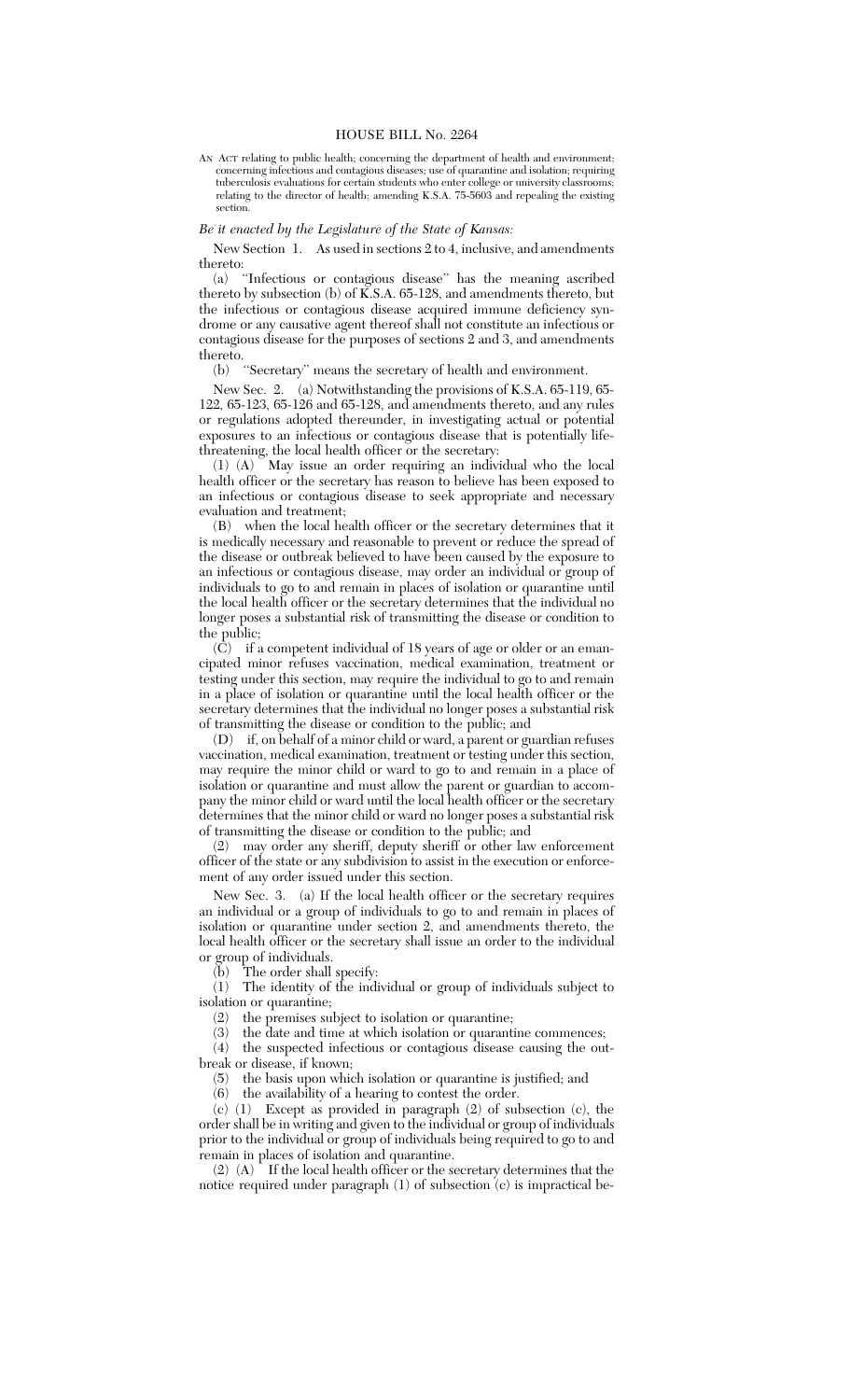# HOUSE BILL No. 2264

AN ACT relating to public health; concerning the department of health and environment; concerning infectious and contagious diseases; use of quarantine and isolation; requiring tuberculosis evaluations for certain students who enter college or university classrooms; relating to the director of health; amending K.S.A. 75-5603 and repealing the existing section.

*Be it enacted by the Legislature of the State of Kansas:*

New Section 1. As used in sections 2 to 4, inclusive, and amendments thereto:

(a) ''Infectious or contagious disease'' has the meaning ascribed thereto by subsection (b) of K.S.A. 65-128, and amendments thereto, but the infectious or contagious disease acquired immune deficiency syndrome or any causative agent thereof shall not constitute an infectious or contagious disease for the purposes of sections 2 and 3, and amendments thereto.

(b) ''Secretary'' means the secretary of health and environment.

New Sec. 2. (a) Notwithstanding the provisions of K.S.A. 65-119, 65-122, 65-123, 65-126 and 65-128, and amendments thereto, and any rules or regulations adopted thereunder, in investigating actual or potential exposures to an infectious or contagious disease that is potentially life-threatening, the local health officer or the secretary:

(1) (A) May issue an order requiring an individual who the local health officer or the secretary has reason to believe has been exposed to an infectious or contagious disease to seek appropriate and necessary evaluation and treatment;

(B) when the local health officer or the secretary determines that it is medically necessary and reasonable to prevent or reduce the spread of the disease or outbreak believed to have been caused by the exposure to an infectious or contagious disease, may order an individual or group of individuals to go to and remain in places of isolation or quarantine until the local health officer or the secretary determines that the individual no longer poses a substantial risk of transmitting the disease or condition to the public;

(C) if a competent individual of 18 years of age or older or an emancipated minor refuses vaccination, medical examination, treatment or testing under this section, may require the individual to go to and remain in a place of isolation or quarantine until the local health officer or the secretary determines that the individual no longer poses a substantial risk of transmitting the disease or condition to the public; and

(D) if, on behalf of a minor child or ward, a parent or guardian refuses vaccination, medical examination, treatment or testing under this section, may require the minor child or ward to go to and remain in a place of isolation or quarantine and must allow the parent or guardian to accompany the minor child or ward until the local health officer or the secretary determines that the minor child or ward no longer poses a substantial risk of transmitting the disease or condition to the public; and

(2) may order any sheriff, deputy sheriff or other law enforcement officer of the state or any subdivision to assist in the execution or enforcement of any order issued under this section.

New Sec. 3. (a) If the local health officer or the secretary requires an individual or a group of individuals to go to and remain in places of isolation or quarantine under section 2, and amendments thereto, the local health officer or the secretary shall issue an order to the individual or group of individuals.

(b) The order shall specify:

(1) The identity of the individual or group of individuals subject to isolation or quarantine;

(2) the premises subject to isolation or quarantine;

(3) the date and time at which isolation or quarantine commences;

(4) the suspected infectious or contagious disease causing the outbreak or disease, if known;

(5) the basis upon which isolation or quarantine is justified; and

(6) the availability of a hearing to contest the order.

(c) (1) Except as provided in paragraph (2) of subsection (c), the order shall be in writing and given to the individual or group of individuals prior to the individual or group of individuals being required to go to and remain in places of isolation and quarantine.

(2) (A) If the local health officer or the secretary determines that the notice required under paragraph (1) of subsection (c) is impractical be-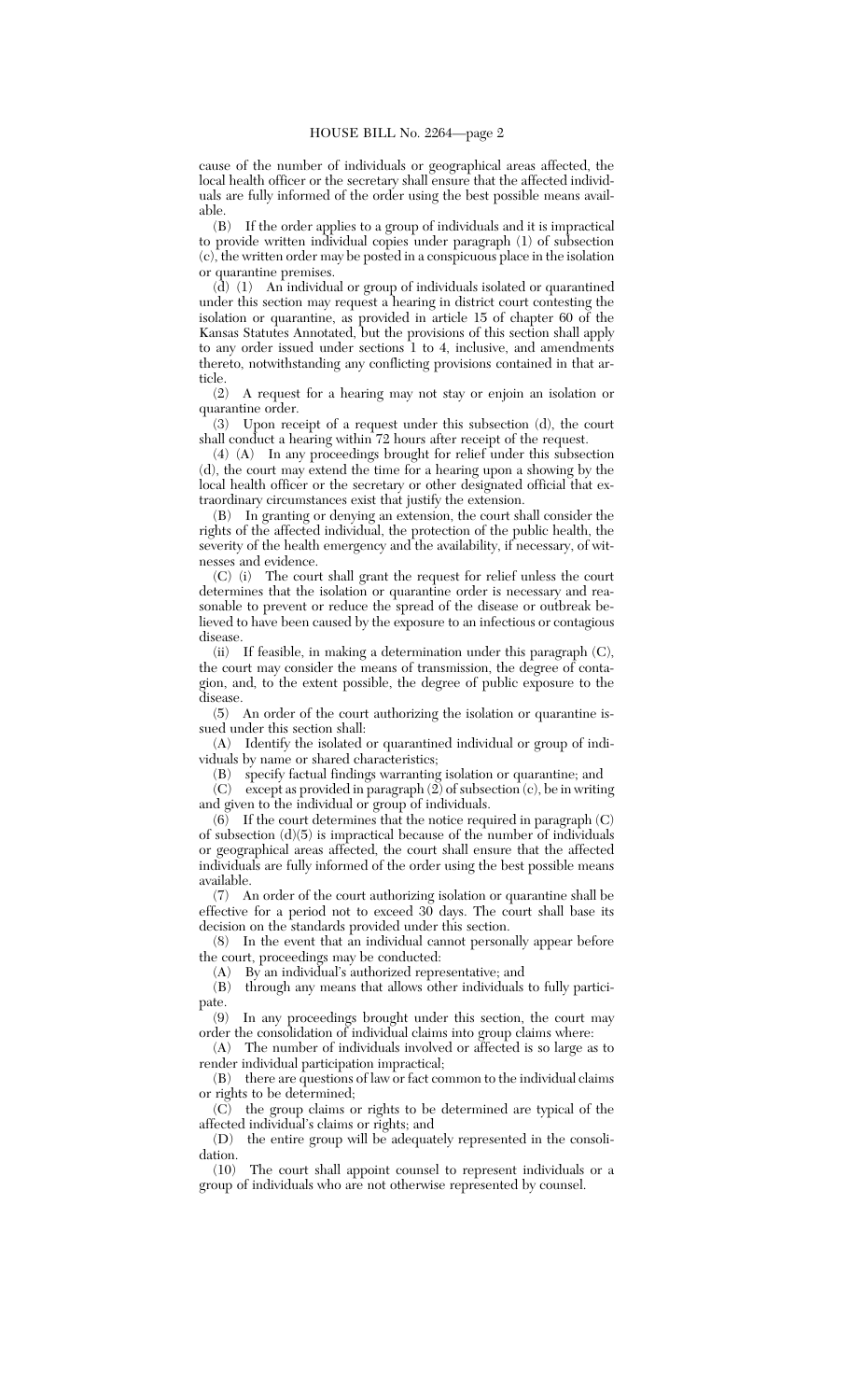cause of the number of individuals or geographical areas affected, the local health officer or the secretary shall ensure that the affected individuals are fully informed of the order using the best possible means available.

(B) If the order applies to a group of individuals and it is impractical to provide written individual copies under paragraph (1) of subsection (c), the written order may be posted in a conspicuous place in the isolation or quarantine premises.

(d) (1) An individual or group of individuals isolated or quarantined under this section may request a hearing in district court contesting the isolation or quarantine, as provided in article 15 of chapter 60 of the Kansas Statutes Annotated, but the provisions of this section shall apply to any order issued under sections 1 to 4, inclusive, and amendments thereto, notwithstanding any conflicting provisions contained in that article.

(2) A request for a hearing may not stay or enjoin an isolation or quarantine order.

(3) Upon receipt of a request under this subsection (d), the court shall conduct a hearing within 72 hours after receipt of the request.

(4) (A) In any proceedings brought for relief under this subsection (d), the court may extend the time for a hearing upon a showing by the local health officer or the secretary or other designated official that extraordinary circumstances exist that justify the extension.

(B) In granting or denying an extension, the court shall consider the rights of the affected individual, the protection of the public health, the severity of the health emergency and the availability, if necessary, of witnesses and evidence.

(C) (i) The court shall grant the request for relief unless the court determines that the isolation or quarantine order is necessary and reasonable to prevent or reduce the spread of the disease or outbreak believed to have been caused by the exposure to an infectious or contagious disease.

(ii) If feasible, in making a determination under this paragraph (C), the court may consider the means of transmission, the degree of contagion, and, to the extent possible, the degree of public exposure to the disease.

(5) An order of the court authorizing the isolation or quarantine issued under this section shall:

(A) Identify the isolated or quarantined individual or group of individuals by name or shared characteristics;

(B) specify factual findings warranting isolation or quarantine; and

(C) except as provided in paragraph (2) of subsection (c), be in writing and given to the individual or group of individuals.

(6) If the court determines that the notice required in paragraph (C) of subsection (d)(5) is impractical because of the number of individuals or geographical areas affected, the court shall ensure that the affected individuals are fully informed of the order using the best possible means available.

(7) An order of the court authorizing isolation or quarantine shall be effective for a period not to exceed 30 days. The court shall base its decision on the standards provided under this section.

(8) In the event that an individual cannot personally appear before the court, proceedings may be conducted:

(A) By an individual's authorized representative; and

(B) through any means that allows other individuals to fully participate.

(9) In any proceedings brought under this section, the court may order the consolidation of individual claims into group claims where:

(A) The number of individuals involved or affected is so large as to render individual participation impractical;

(B) there are questions of law or fact common to the individual claims or rights to be determined;

(C) the group claims or rights to be determined are typical of the affected individual's claims or rights; and

(D) the entire group will be adequately represented in the consolidation.

(10) The court shall appoint counsel to represent individuals or a group of individuals who are not otherwise represented by counsel.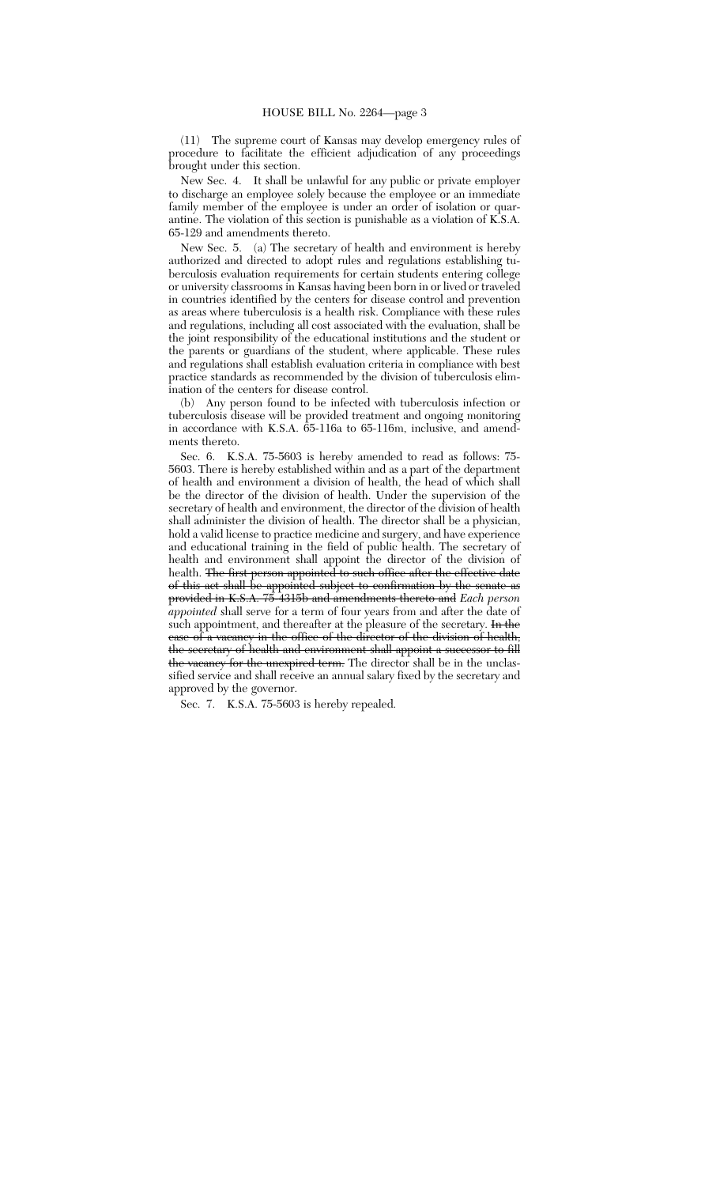(11) The supreme court of Kansas may develop emergency rules of procedure to facilitate the efficient adjudication of any proceedings brought under this section.

New Sec. 4. It shall be unlawful for any public or private employer to discharge an employee solely because the employee or an immediate family member of the employee is under an order of isolation or quarantine. The violation of this section is punishable as a violation of K.S.A. 65-129 and amendments thereto.

New Sec. 5. (a) The secretary of health and environment is hereby authorized and directed to adopt rules and regulations establishing tuberculosis evaluation requirements for certain students entering college or university classrooms in Kansas having been born in or lived or traveled in countries identified by the centers for disease control and prevention as areas where tuberculosis is a health risk. Compliance with these rules and regulations, including all cost associated with the evaluation, shall be the joint responsibility of the educational institutions and the student or the parents or guardians of the student, where applicable. These rules and regulations shall establish evaluation criteria in compliance with best practice standards as recommended by the division of tuberculosis elimination of the centers for disease control.

(b) Any person found to be infected with tuberculosis infection or tuberculosis disease will be provided treatment and ongoing monitoring in accordance with K.S.A. 65-116a to 65-116m, inclusive, and amendments thereto.

Sec. 6. K.S.A. 75-5603 is hereby amended to read as follows: 75-5603. There is hereby established within and as a part of the department of health and environment a division of health, the head of which shall be the director of the division of health. Under the supervision of the secretary of health and environment, the director of the division of health shall administer the division of health. The director shall be a physician, hold a valid license to practice medicine and surgery, and have experience and educational training in the field of public health. The secretary of health and environment shall appoint the director of the division of health. ~~The first person appointed to such office after the effective date of this act shall be appointed subject to confirmation by the senate as provided in K.S.A. 75-4315b and amendments thereto and~~ *Each person appointed* shall serve for a term of four years from and after the date of such appointment, and thereafter at the pleasure of the secretary. ~~In the case of a vacancy in the office of the director of the division of health, the secretary of health and environment shall appoint a successor to fill the vacancy for the unexpired term.~~ The director shall be in the unclassified service and shall receive an annual salary fixed by the secretary and approved by the governor.

Sec. 7. K.S.A. 75-5603 is hereby repealed.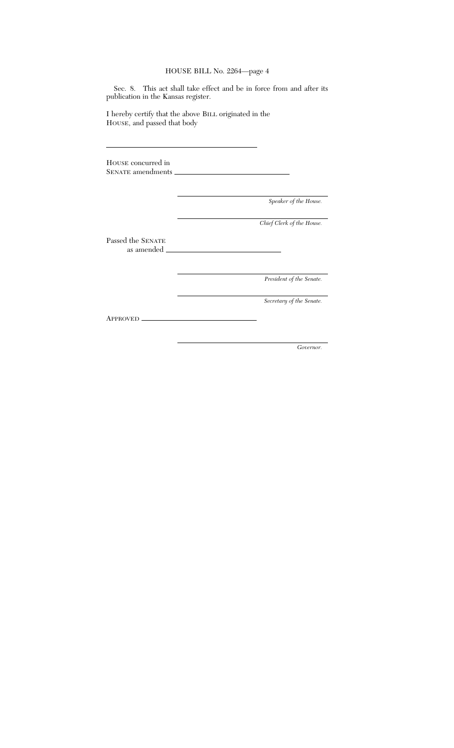Sec. 8. This act shall take effect and be in force from and after its publication in the Kansas register.

I hereby certify that the above BILL originated in the HOUSE, and passed that body

\_\_\_\_\_\_\_\_\_\_\_\_\_\_\_\_\_\_\_\_\_\_\_\_\_\_\_\_\_\_\_\_\_\_\_\_\_\_\_\_

HOUSE concurred in
SENATE amendments \_\_\_\_\_\_\_\_\_\_\_\_\_\_\_\_\_\_\_\_\_\_\_\_\_\_\_\_\_\_\_\_

\_\_\_\_\_\_\_\_\_\_\_\_\_\_\_\_\_\_\_\_\_\_\_\_\_\_\_\_\_\_\_\_\_\_\_\_\_\_\_\_
*Speaker of the House.*

\_\_\_\_\_\_\_\_\_\_\_\_\_\_\_\_\_\_\_\_\_\_\_\_\_\_\_\_\_\_\_\_\_\_\_\_\_\_\_\_
*Chief Clerk of the House.*

Passed the SENATE
as amended \_\_\_\_\_\_\_\_\_\_\_\_\_\_\_\_\_\_\_\_\_\_\_\_\_\_\_\_\_\_\_\_

\_\_\_\_\_\_\_\_\_\_\_\_\_\_\_\_\_\_\_\_\_\_\_\_\_\_\_\_\_\_\_\_\_\_\_\_\_\_\_\_
*President of the Senate.*

\_\_\_\_\_\_\_\_\_\_\_\_\_\_\_\_\_\_\_\_\_\_\_\_\_\_\_\_\_\_\_\_\_\_\_\_\_\_\_\_
*Secretary of the Senate.*

APPROVED \_\_\_\_\_\_\_\_\_\_\_\_\_\_\_\_\_\_\_\_\_\_\_\_\_\_\_\_\_\_\_\_

\_\_\_\_\_\_\_\_\_\_\_\_\_\_\_\_\_\_\_\_\_\_\_\_\_\_\_\_\_\_\_\_\_\_\_\_\_\_\_\_
*Governor.*